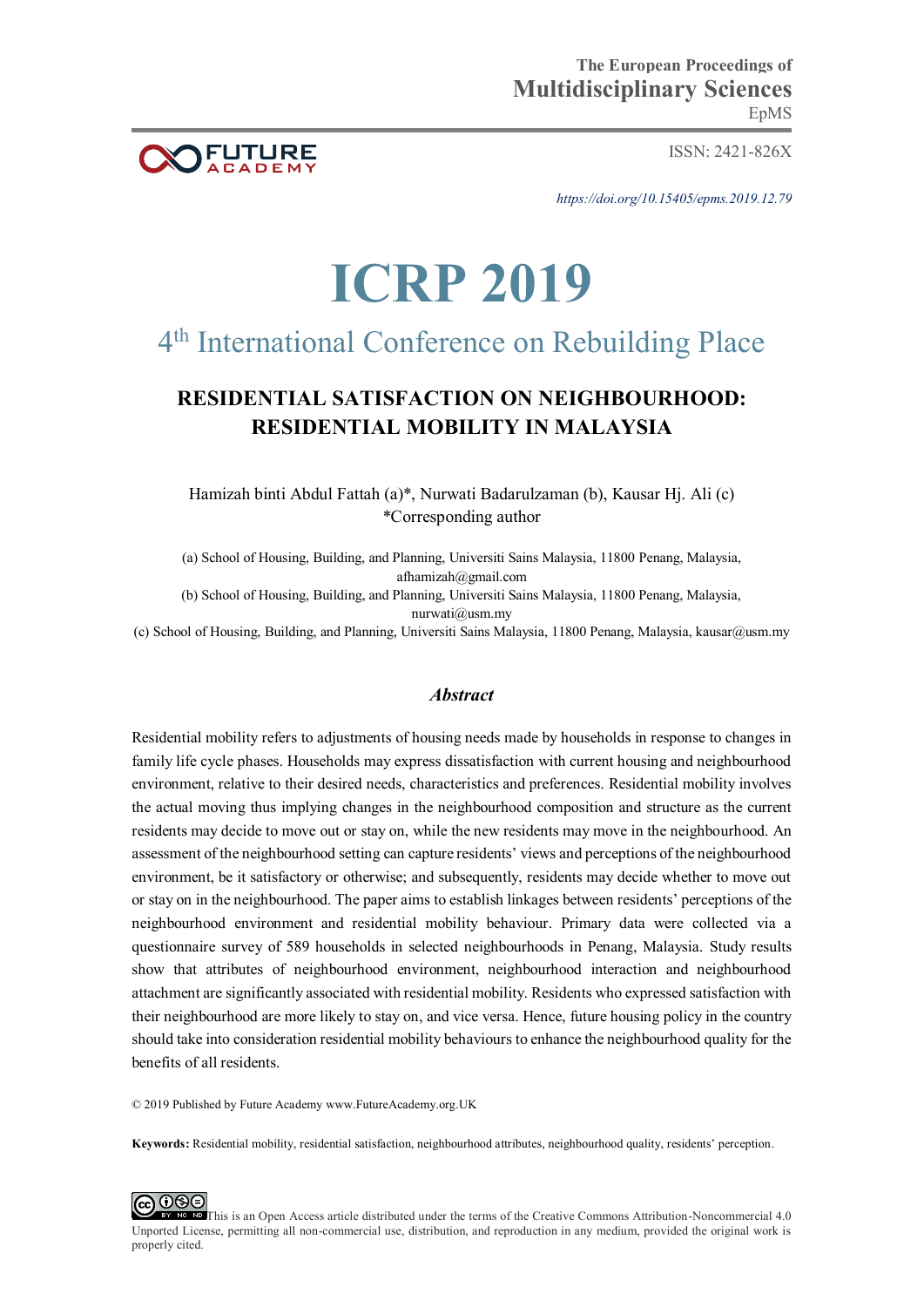The European Proceedings of
**Multidisciplinary Sciences**
EpMS

ISSN: 2421-826X

https://doi.org/10.15405/epms.2019.12.79

# ICRP 2019

## 4th International Conference on Rebuilding Place

## RESIDENTIAL SATISFACTION ON NEIGHBOURHOOD: RESIDENTIAL MOBILITY IN MALAYSIA

Hamizah binti Abdul Fattah (a)*, Nurwati Badarulzaman (b), Kausar Hj. Ali (c)
*Corresponding author

(a) School of Housing, Building, and Planning, Universiti Sains Malaysia, 11800 Penang, Malaysia, afhamizah@gmail.com

(b) School of Housing, Building, and Planning, Universiti Sains Malaysia, 11800 Penang, Malaysia, nurwati@usm.my

(c) School of Housing, Building, and Planning, Universiti Sains Malaysia, 11800 Penang, Malaysia, kausar@usm.my

### *Abstract*

Residential mobility refers to adjustments of housing needs made by households in response to changes in family life cycle phases. Households may express dissatisfaction with current housing and neighbourhood environment, relative to their desired needs, characteristics and preferences. Residential mobility involves the actual moving thus implying changes in the neighbourhood composition and structure as the current residents may decide to move out or stay on, while the new residents may move in the neighbourhood. An assessment of the neighbourhood setting can capture residents' views and perceptions of the neighbourhood environment, be it satisfactory or otherwise; and subsequently, residents may decide whether to move out or stay on in the neighbourhood. The paper aims to establish linkages between residents' perceptions of the neighbourhood environment and residential mobility behaviour. Primary data were collected via a questionnaire survey of 589 households in selected neighbourhoods in Penang, Malaysia. Study results show that attributes of neighbourhood environment, neighbourhood interaction and neighbourhood attachment are significantly associated with residential mobility. Residents who expressed satisfaction with their neighbourhood are more likely to stay on, and vice versa. Hence, future housing policy in the country should take into consideration residential mobility behaviours to enhance the neighbourhood quality for the benefits of all residents.

© 2019 Published by Future Academy www.FutureAcademy.org.UK

**Keywords:** Residential mobility, residential satisfaction, neighbourhood attributes, neighbourhood quality, residents' perception.

This is an Open Access article distributed under the terms of the Creative Commons Attribution-Noncommercial 4.0 Unported License, permitting all non-commercial use, distribution, and reproduction in any medium, provided the original work is properly cited.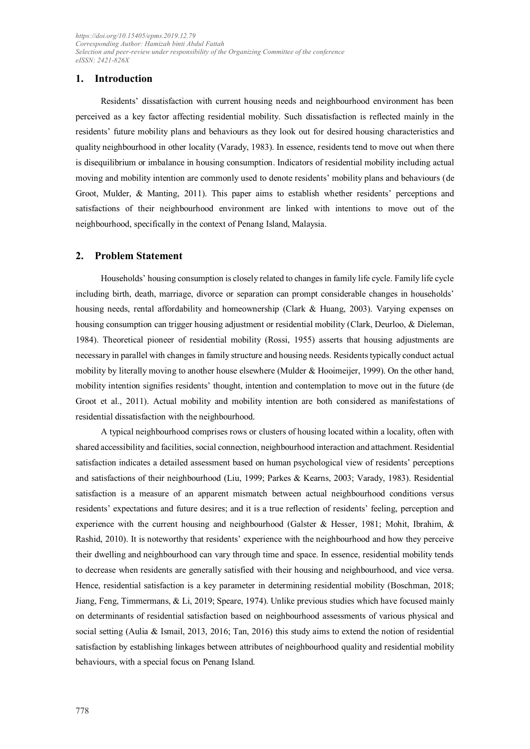## 1. Introduction

Residents' dissatisfaction with current housing needs and neighbourhood environment has been perceived as a key factor affecting residential mobility. Such dissatisfaction is reflected mainly in the residents' future mobility plans and behaviours as they look out for desired housing characteristics and quality neighbourhood in other locality (Varady, 1983). In essence, residents tend to move out when there is disequilibrium or imbalance in housing consumption. Indicators of residential mobility including actual moving and mobility intention are commonly used to denote residents' mobility plans and behaviours (de Groot, Mulder, & Manting, 2011). This paper aims to establish whether residents' perceptions and satisfactions of their neighbourhood environment are linked with intentions to move out of the neighbourhood, specifically in the context of Penang Island, Malaysia.

## 2. Problem Statement

Households' housing consumption is closely related to changes in family life cycle. Family life cycle including birth, death, marriage, divorce or separation can prompt considerable changes in households' housing needs, rental affordability and homeownership (Clark & Huang, 2003). Varying expenses on housing consumption can trigger housing adjustment or residential mobility (Clark, Deurloo, & Dieleman, 1984). Theoretical pioneer of residential mobility (Rossi, 1955) asserts that housing adjustments are necessary in parallel with changes in family structure and housing needs. Residents typically conduct actual mobility by literally moving to another house elsewhere (Mulder & Hooimeijer, 1999). On the other hand, mobility intention signifies residents' thought, intention and contemplation to move out in the future (de Groot et al., 2011). Actual mobility and mobility intention are both considered as manifestations of residential dissatisfaction with the neighbourhood.

A typical neighbourhood comprises rows or clusters of housing located within a locality, often with shared accessibility and facilities, social connection, neighbourhood interaction and attachment. Residential satisfaction indicates a detailed assessment based on human psychological view of residents' perceptions and satisfactions of their neighbourhood (Liu, 1999; Parkes & Kearns, 2003; Varady, 1983). Residential satisfaction is a measure of an apparent mismatch between actual neighbourhood conditions versus residents' expectations and future desires; and it is a true reflection of residents' feeling, perception and experience with the current housing and neighbourhood (Galster & Hesser, 1981; Mohit, Ibrahim, & Rashid, 2010). It is noteworthy that residents' experience with the neighbourhood and how they perceive their dwelling and neighbourhood can vary through time and space. In essence, residential mobility tends to decrease when residents are generally satisfied with their housing and neighbourhood, and vice versa. Hence, residential satisfaction is a key parameter in determining residential mobility (Boschman, 2018; Jiang, Feng, Timmermans, & Li, 2019; Speare, 1974). Unlike previous studies which have focused mainly on determinants of residential satisfaction based on neighbourhood assessments of various physical and social setting (Aulia & Ismail, 2013, 2016; Tan, 2016) this study aims to extend the notion of residential satisfaction by establishing linkages between attributes of neighbourhood quality and residential mobility behaviours, with a special focus on Penang Island.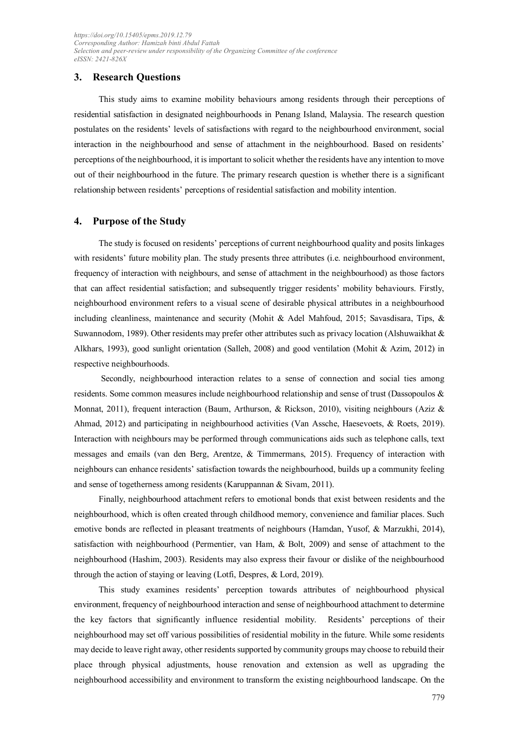## 3. Research Questions

This study aims to examine mobility behaviours among residents through their perceptions of residential satisfaction in designated neighbourhoods in Penang Island, Malaysia. The research question postulates on the residents' levels of satisfactions with regard to the neighbourhood environment, social interaction in the neighbourhood and sense of attachment in the neighbourhood. Based on residents' perceptions of the neighbourhood, it is important to solicit whether the residents have any intention to move out of their neighbourhood in the future. The primary research question is whether there is a significant relationship between residents' perceptions of residential satisfaction and mobility intention.

## 4. Purpose of the Study

The study is focused on residents' perceptions of current neighbourhood quality and posits linkages with residents' future mobility plan. The study presents three attributes (i.e. neighbourhood environment, frequency of interaction with neighbours, and sense of attachment in the neighbourhood) as those factors that can affect residential satisfaction; and subsequently trigger residents' mobility behaviours. Firstly, neighbourhood environment refers to a visual scene of desirable physical attributes in a neighbourhood including cleanliness, maintenance and security (Mohit & Adel Mahfoud, 2015; Savasdisara, Tips, & Suwannodom, 1989). Other residents may prefer other attributes such as privacy location (Alshuwaikhat & Alkhars, 1993), good sunlight orientation (Salleh, 2008) and good ventilation (Mohit & Azim, 2012) in respective neighbourhoods.

Secondly, neighbourhood interaction relates to a sense of connection and social ties among residents. Some common measures include neighbourhood relationship and sense of trust (Dassopoulos & Monnat, 2011), frequent interaction (Baum, Arthurson, & Rickson, 2010), visiting neighbours (Aziz & Ahmad, 2012) and participating in neighbourhood activities (Van Assche, Haesevoets, & Roets, 2019). Interaction with neighbours may be performed through communications aids such as telephone calls, text messages and emails (van den Berg, Arentze, & Timmermans, 2015). Frequency of interaction with neighbours can enhance residents' satisfaction towards the neighbourhood, builds up a community feeling and sense of togetherness among residents (Karuppannan & Sivam, 2011).

Finally, neighbourhood attachment refers to emotional bonds that exist between residents and the neighbourhood, which is often created through childhood memory, convenience and familiar places. Such emotive bonds are reflected in pleasant treatments of neighbours (Hamdan, Yusof, & Marzukhi, 2014), satisfaction with neighbourhood (Permentier, van Ham, & Bolt, 2009) and sense of attachment to the neighbourhood (Hashim, 2003). Residents may also express their favour or dislike of the neighbourhood through the action of staying or leaving (Lotfi, Despres, & Lord, 2019).

This study examines residents' perception towards attributes of neighbourhood physical environment, frequency of neighbourhood interaction and sense of neighbourhood attachment to determine the key factors that significantly influence residential mobility. Residents' perceptions of their neighbourhood may set off various possibilities of residential mobility in the future. While some residents may decide to leave right away, other residents supported by community groups may choose to rebuild their place through physical adjustments, house renovation and extension as well as upgrading the neighbourhood accessibility and environment to transform the existing neighbourhood landscape. On the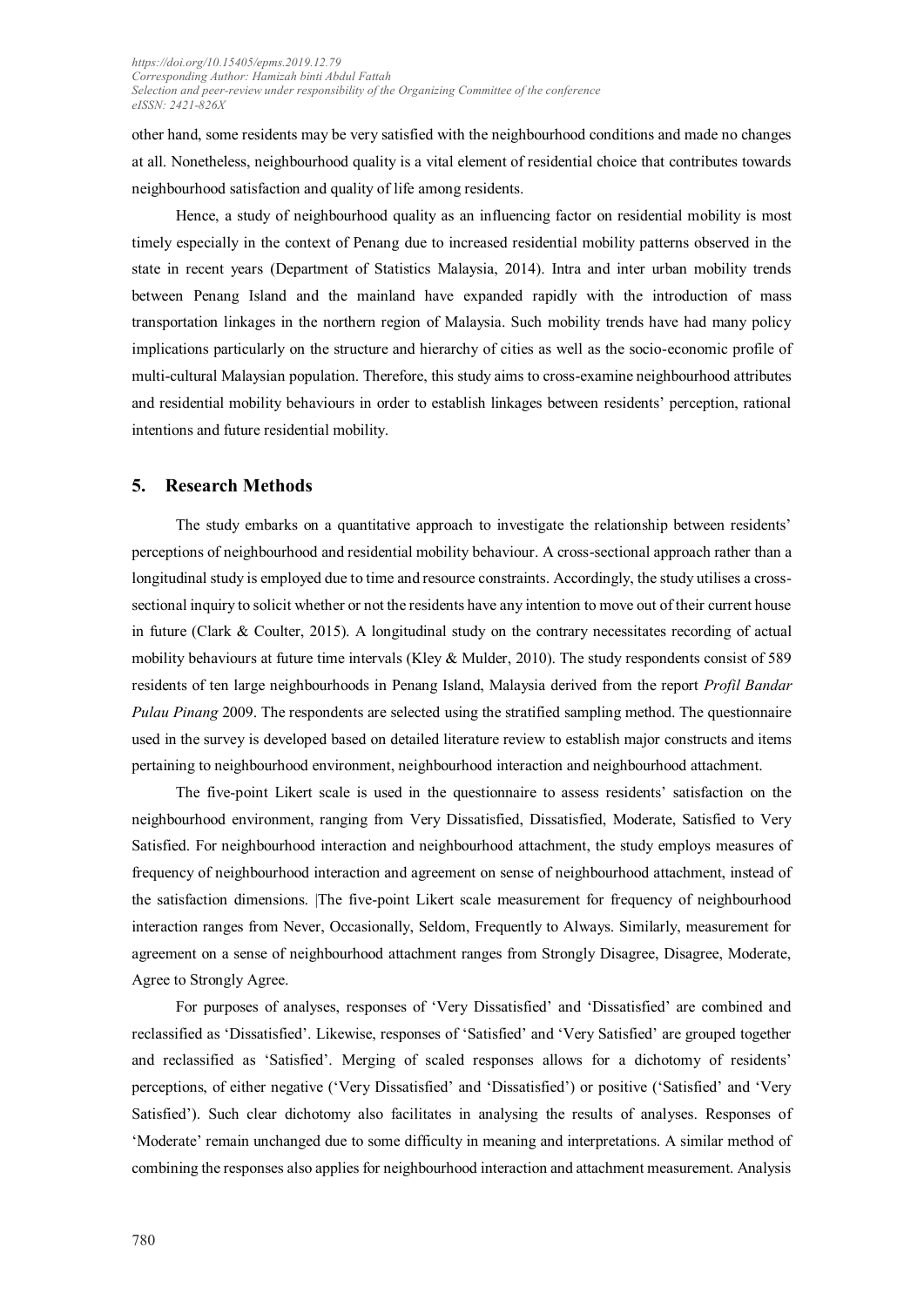other hand, some residents may be very satisfied with the neighbourhood conditions and made no changes at all. Nonetheless, neighbourhood quality is a vital element of residential choice that contributes towards neighbourhood satisfaction and quality of life among residents.

Hence, a study of neighbourhood quality as an influencing factor on residential mobility is most timely especially in the context of Penang due to increased residential mobility patterns observed in the state in recent years (Department of Statistics Malaysia, 2014). Intra and inter urban mobility trends between Penang Island and the mainland have expanded rapidly with the introduction of mass transportation linkages in the northern region of Malaysia. Such mobility trends have had many policy implications particularly on the structure and hierarchy of cities as well as the socio-economic profile of multi-cultural Malaysian population. Therefore, this study aims to cross-examine neighbourhood attributes and residential mobility behaviours in order to establish linkages between residents' perception, rational intentions and future residential mobility.

## 5. Research Methods

The study embarks on a quantitative approach to investigate the relationship between residents' perceptions of neighbourhood and residential mobility behaviour. A cross-sectional approach rather than a longitudinal study is employed due to time and resource constraints. Accordingly, the study utilises a cross-sectional inquiry to solicit whether or not the residents have any intention to move out of their current house in future (Clark & Coulter, 2015). A longitudinal study on the contrary necessitates recording of actual mobility behaviours at future time intervals (Kley & Mulder, 2010). The study respondents consist of 589 residents of ten large neighbourhoods in Penang Island, Malaysia derived from the report *Profil Bandar Pulau Pinang* 2009. The respondents are selected using the stratified sampling method. The questionnaire used in the survey is developed based on detailed literature review to establish major constructs and items pertaining to neighbourhood environment, neighbourhood interaction and neighbourhood attachment.

The five-point Likert scale is used in the questionnaire to assess residents' satisfaction on the neighbourhood environment, ranging from Very Dissatisfied, Dissatisfied, Moderate, Satisfied to Very Satisfied. For neighbourhood interaction and neighbourhood attachment, the study employs measures of frequency of neighbourhood interaction and agreement on sense of neighbourhood attachment, instead of the satisfaction dimensions. |The five-point Likert scale measurement for frequency of neighbourhood interaction ranges from Never, Occasionally, Seldom, Frequently to Always. Similarly, measurement for agreement on a sense of neighbourhood attachment ranges from Strongly Disagree, Disagree, Moderate, Agree to Strongly Agree.

For purposes of analyses, responses of 'Very Dissatisfied' and 'Dissatisfied' are combined and reclassified as 'Dissatisfied'. Likewise, responses of 'Satisfied' and 'Very Satisfied' are grouped together and reclassified as 'Satisfied'. Merging of scaled responses allows for a dichotomy of residents' perceptions, of either negative ('Very Dissatisfied' and 'Dissatisfied') or positive ('Satisfied' and 'Very Satisfied'). Such clear dichotomy also facilitates in analysing the results of analyses. Responses of 'Moderate' remain unchanged due to some difficulty in meaning and interpretations. A similar method of combining the responses also applies for neighbourhood interaction and attachment measurement. Analysis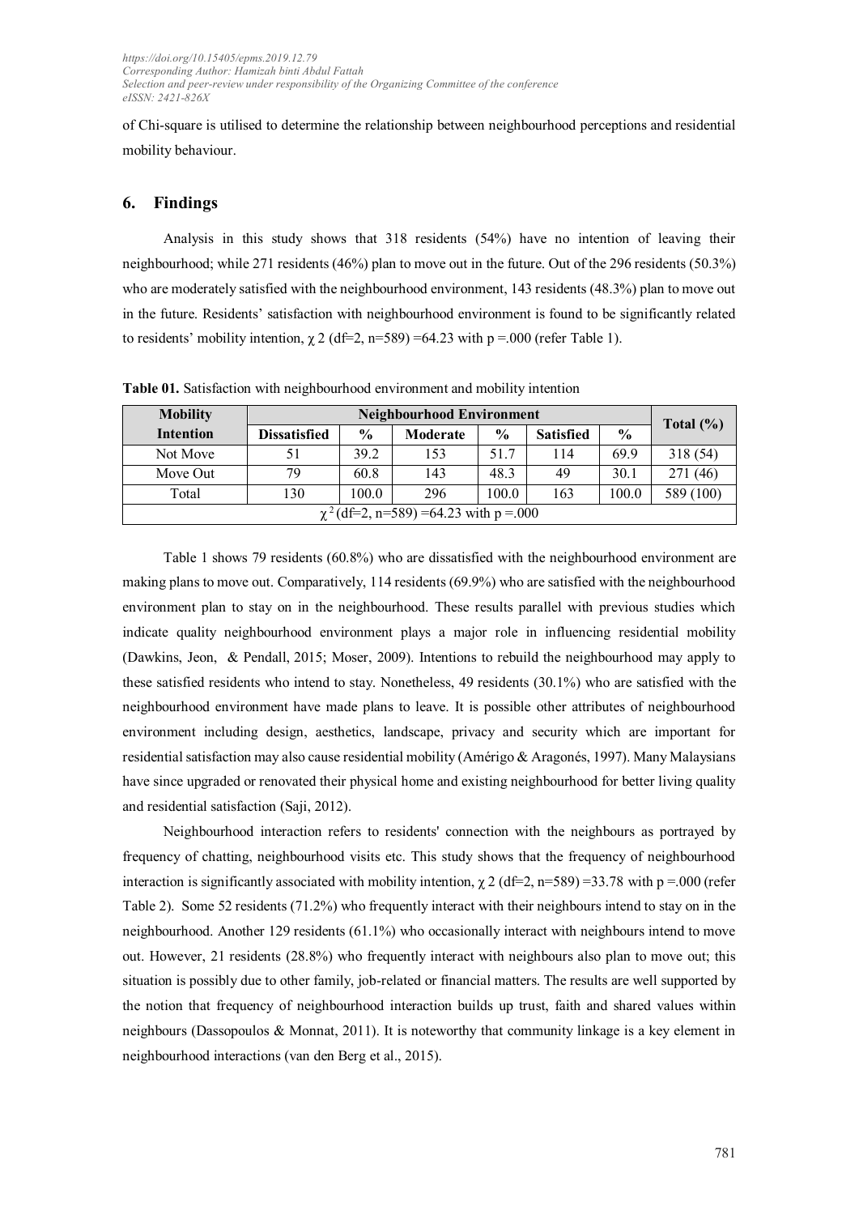of Chi-square is utilised to determine the relationship between neighbourhood perceptions and residential mobility behaviour.

## 6. Findings

Analysis in this study shows that 318 residents (54%) have no intention of leaving their neighbourhood; while 271 residents (46%) plan to move out in the future. Out of the 296 residents (50.3%) who are moderately satisfied with the neighbourhood environment, 143 residents (48.3%) plan to move out in the future. Residents' satisfaction with neighbourhood environment is found to be significantly related to residents' mobility intention, $\chi^2$ (df=2, n=589) =64.23 with p =.000 (refer Table 1).

**Table 01.** Satisfaction with neighbourhood environment and mobility intention

| Mobility Intention | Neighbourhood Environment | | | | | | Total (%) |
|---|---|---|---|---|---|---|---|
| | Dissatisfied | % | Moderate | % | Satisfied | % | |
| Not Move | 51 | 39.2 | 153 | 51.7 | 114 | 69.9 | 318 (54) |
| Move Out | 79 | 60.8 | 143 | 48.3 | 49 | 30.1 | 271 (46) |
| Total | 130 | 100.0 | 296 | 100.0 | 163 | 100.0 | 589 (100) |
| $\chi^2$ (df=2, n=589) =64.23 with p =.000 | | | | | | | |

Table 1 shows 79 residents (60.8%) who are dissatisfied with the neighbourhood environment are making plans to move out. Comparatively, 114 residents (69.9%) who are satisfied with the neighbourhood environment plan to stay on in the neighbourhood. These results parallel with previous studies which indicate quality neighbourhood environment plays a major role in influencing residential mobility (Dawkins, Jeon, & Pendall, 2015; Moser, 2009). Intentions to rebuild the neighbourhood may apply to these satisfied residents who intend to stay. Nonetheless, 49 residents (30.1%) who are satisfied with the neighbourhood environment have made plans to leave. It is possible other attributes of neighbourhood environment including design, aesthetics, landscape, privacy and security which are important for residential satisfaction may also cause residential mobility (Amérigo & Aragonés, 1997). Many Malaysians have since upgraded or renovated their physical home and existing neighbourhood for better living quality and residential satisfaction (Saji, 2012).

Neighbourhood interaction refers to residents' connection with the neighbours as portrayed by frequency of chatting, neighbourhood visits etc. This study shows that the frequency of neighbourhood interaction is significantly associated with mobility intention, $\chi^2$ (df=2, n=589) =33.78 with p =.000 (refer Table 2). Some 52 residents (71.2%) who frequently interact with their neighbours intend to stay on in the neighbourhood. Another 129 residents (61.1%) who occasionally interact with neighbours intend to move out. However, 21 residents (28.8%) who frequently interact with neighbours also plan to move out; this situation is possibly due to other family, job-related or financial matters. The results are well supported by the notion that frequency of neighbourhood interaction builds up trust, faith and shared values within neighbours (Dassopoulos & Monnat, 2011). It is noteworthy that community linkage is a key element in neighbourhood interactions (van den Berg et al., 2015).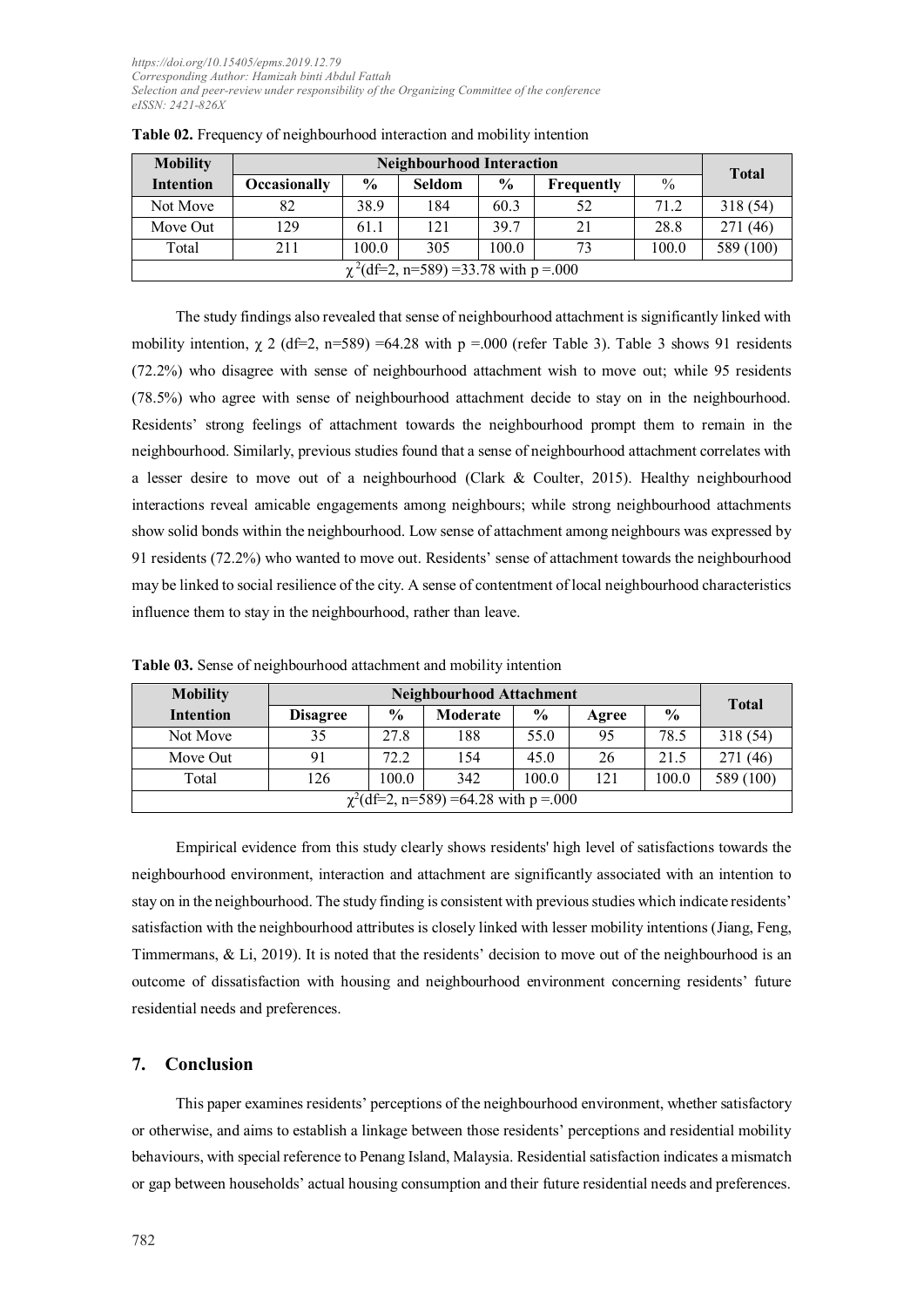**Table 02.** Frequency of neighbourhood interaction and mobility intention

| Mobility Intention | Neighbourhood Interaction | | | | | | Total |
|---|---|---|---|---|---|---|---|
| | Occasionally | % | Seldom | % | Frequently | % | |
| Not Move | 82 | 38.9 | 184 | 60.3 | 52 | 71.2 | 318 (54) |
| Move Out | 129 | 61.1 | 121 | 39.7 | 21 | 28.8 | 271 (46) |
| Total | 211 | 100.0 | 305 | 100.0 | 73 | 100.0 | 589 (100) |
| $\chi^2$(df=2, n=589) =33.78 with p =.000 | | | | | | | |

The study findings also revealed that sense of neighbourhood attachment is significantly linked with mobility intention, $\chi$ 2 (df=2, n=589) =64.28 with p =.000 (refer Table 3). Table 3 shows 91 residents (72.2%) who disagree with sense of neighbourhood attachment wish to move out; while 95 residents (78.5%) who agree with sense of neighbourhood attachment decide to stay on in the neighbourhood. Residents' strong feelings of attachment towards the neighbourhood prompt them to remain in the neighbourhood. Similarly, previous studies found that a sense of neighbourhood attachment correlates with a lesser desire to move out of a neighbourhood (Clark & Coulter, 2015). Healthy neighbourhood interactions reveal amicable engagements among neighbours; while strong neighbourhood attachments show solid bonds within the neighbourhood. Low sense of attachment among neighbours was expressed by 91 residents (72.2%) who wanted to move out. Residents' sense of attachment towards the neighbourhood may be linked to social resilience of the city. A sense of contentment of local neighbourhood characteristics influence them to stay in the neighbourhood, rather than leave.

**Table 03.** Sense of neighbourhood attachment and mobility intention

| Mobility Intention | Neighbourhood Attachment | | | | | | Total |
|---|---|---|---|---|---|---|---|
| | Disagree | % | Moderate | % | Agree | % | |
| Not Move | 35 | 27.8 | 188 | 55.0 | 95 | 78.5 | 318 (54) |
| Move Out | 91 | 72.2 | 154 | 45.0 | 26 | 21.5 | 271 (46) |
| Total | 126 | 100.0 | 342 | 100.0 | 121 | 100.0 | 589 (100) |
| $\chi^2$(df=2, n=589) =64.28 with p =.000 | | | | | | | |

Empirical evidence from this study clearly shows residents' high level of satisfactions towards the neighbourhood environment, interaction and attachment are significantly associated with an intention to stay on in the neighbourhood. The study finding is consistent with previous studies which indicate residents' satisfaction with the neighbourhood attributes is closely linked with lesser mobility intentions (Jiang, Feng, Timmermans, & Li, 2019). It is noted that the residents' decision to move out of the neighbourhood is an outcome of dissatisfaction with housing and neighbourhood environment concerning residents' future residential needs and preferences.

## 7. Conclusion

This paper examines residents' perceptions of the neighbourhood environment, whether satisfactory or otherwise, and aims to establish a linkage between those residents' perceptions and residential mobility behaviours, with special reference to Penang Island, Malaysia. Residential satisfaction indicates a mismatch or gap between households' actual housing consumption and their future residential needs and preferences.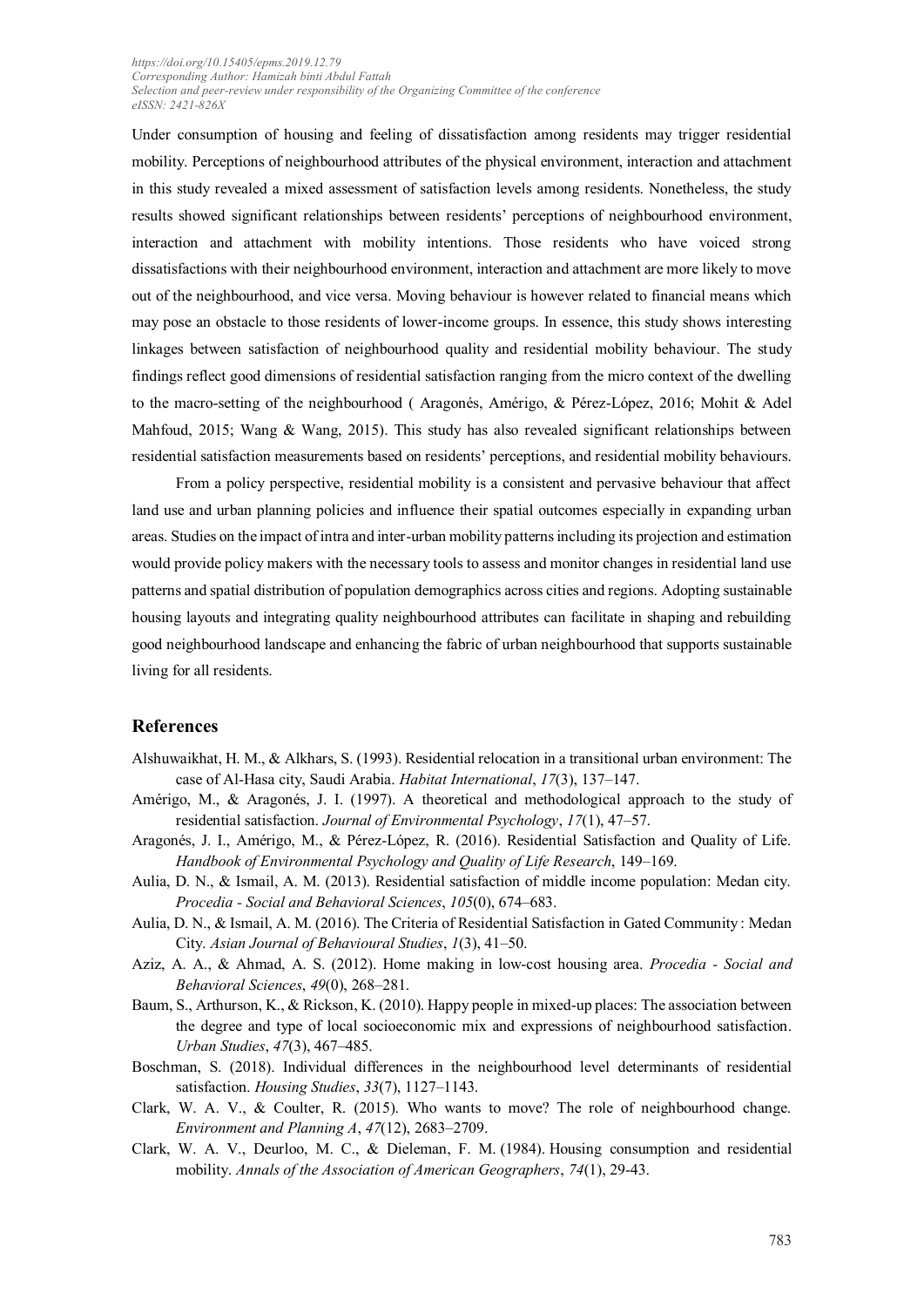Under consumption of housing and feeling of dissatisfaction among residents may trigger residential mobility. Perceptions of neighbourhood attributes of the physical environment, interaction and attachment in this study revealed a mixed assessment of satisfaction levels among residents. Nonetheless, the study results showed significant relationships between residents' perceptions of neighbourhood environment, interaction and attachment with mobility intentions. Those residents who have voiced strong dissatisfactions with their neighbourhood environment, interaction and attachment are more likely to move out of the neighbourhood, and vice versa. Moving behaviour is however related to financial means which may pose an obstacle to those residents of lower-income groups. In essence, this study shows interesting linkages between satisfaction of neighbourhood quality and residential mobility behaviour. The study findings reflect good dimensions of residential satisfaction ranging from the micro context of the dwelling to the macro-setting of the neighbourhood ( Aragonés, Amérigo, & Pérez-López, 2016; Mohit & Adel Mahfoud, 2015; Wang & Wang, 2015). This study has also revealed significant relationships between residential satisfaction measurements based on residents' perceptions, and residential mobility behaviours.

From a policy perspective, residential mobility is a consistent and pervasive behaviour that affect land use and urban planning policies and influence their spatial outcomes especially in expanding urban areas. Studies on the impact of intra and inter-urban mobility patterns including its projection and estimation would provide policy makers with the necessary tools to assess and monitor changes in residential land use patterns and spatial distribution of population demographics across cities and regions. Adopting sustainable housing layouts and integrating quality neighbourhood attributes can facilitate in shaping and rebuilding good neighbourhood landscape and enhancing the fabric of urban neighbourhood that supports sustainable living for all residents.

## References

Alshuwaikhat, H. M., & Alkhars, S. (1993). Residential relocation in a transitional urban environment: The case of Al-Hasa city, Saudi Arabia. *Habitat International*, *17*(3), 137–147.

Amérigo, M., & Aragonés, J. I. (1997). A theoretical and methodological approach to the study of residential satisfaction. *Journal of Environmental Psychology*, *17*(1), 47–57.

Aragonés, J. I., Amérigo, M., & Pérez-López, R. (2016). Residential Satisfaction and Quality of Life. *Handbook of Environmental Psychology and Quality of Life Research*, 149–169.

Aulia, D. N., & Ismail, A. M. (2013). Residential satisfaction of middle income population: Medan city. *Procedia - Social and Behavioral Sciences*, *105*(0), 674–683.

Aulia, D. N., & Ismail, A. M. (2016). The Criteria of Residential Satisfaction in Gated Community : Medan City. *Asian Journal of Behavioural Studies*, *1*(3), 41–50.

Aziz, A. A., & Ahmad, A. S. (2012). Home making in low-cost housing area. *Procedia - Social and Behavioral Sciences*, *49*(0), 268–281.

Baum, S., Arthurson, K., & Rickson, K. (2010). Happy people in mixed-up places: The association between the degree and type of local socioeconomic mix and expressions of neighbourhood satisfaction. *Urban Studies*, *47*(3), 467–485.

Boschman, S. (2018). Individual differences in the neighbourhood level determinants of residential satisfaction. *Housing Studies*, *33*(7), 1127–1143.

Clark, W. A. V., & Coulter, R. (2015). Who wants to move? The role of neighbourhood change. *Environment and Planning A*, *47*(12), 2683–2709.

Clark, W. A. V., Deurloo, M. C., & Dieleman, F. M. (1984). Housing consumption and residential mobility. *Annals of the Association of American Geographers*, *74*(1), 29-43.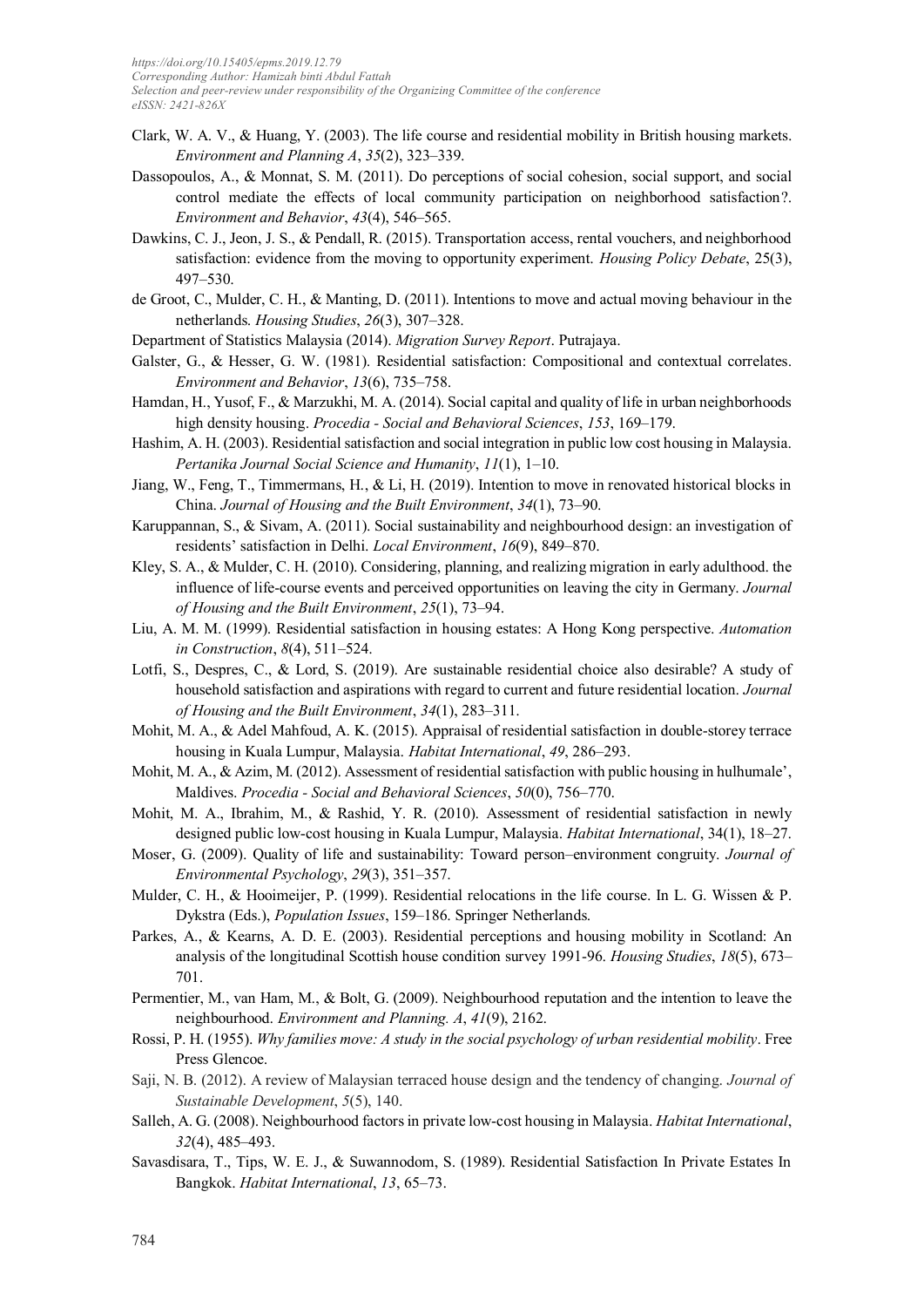Clark, W. A. V., & Huang, Y. (2003). The life course and residential mobility in British housing markets. *Environment and Planning A*, *35*(2), 323–339.

Dassopoulos, A., & Monnat, S. M. (2011). Do perceptions of social cohesion, social support, and social control mediate the effects of local community participation on neighborhood satisfaction?. *Environment and Behavior*, *43*(4), 546–565.

Dawkins, C. J., Jeon, J. S., & Pendall, R. (2015). Transportation access, rental vouchers, and neighborhood satisfaction: evidence from the moving to opportunity experiment. *Housing Policy Debate*, 25(3), 497–530.

de Groot, C., Mulder, C. H., & Manting, D. (2011). Intentions to move and actual moving behaviour in the netherlands. *Housing Studies*, *26*(3), 307–328.

Department of Statistics Malaysia (2014). *Migration Survey Report*. Putrajaya.

Galster, G., & Hesser, G. W. (1981). Residential satisfaction: Compositional and contextual correlates. *Environment and Behavior*, *13*(6), 735–758.

Hamdan, H., Yusof, F., & Marzukhi, M. A. (2014). Social capital and quality of life in urban neighborhoods high density housing. *Procedia - Social and Behavioral Sciences*, *153*, 169–179.

Hashim, A. H. (2003). Residential satisfaction and social integration in public low cost housing in Malaysia. *Pertanika Journal Social Science and Humanity*, *11*(1), 1–10.

Jiang, W., Feng, T., Timmermans, H., & Li, H. (2019). Intention to move in renovated historical blocks in China. *Journal of Housing and the Built Environment*, *34*(1), 73–90.

Karuppannan, S., & Sivam, A. (2011). Social sustainability and neighbourhood design: an investigation of residents' satisfaction in Delhi. *Local Environment*, *16*(9), 849–870.

Kley, S. A., & Mulder, C. H. (2010). Considering, planning, and realizing migration in early adulthood. the influence of life-course events and perceived opportunities on leaving the city in Germany. *Journal of Housing and the Built Environment*, *25*(1), 73–94.

Liu, A. M. M. (1999). Residential satisfaction in housing estates: A Hong Kong perspective. *Automation in Construction*, *8*(4), 511–524.

Lotfi, S., Despres, C., & Lord, S. (2019). Are sustainable residential choice also desirable? A study of household satisfaction and aspirations with regard to current and future residential location. *Journal of Housing and the Built Environment*, *34*(1), 283–311.

Mohit, M. A., & Adel Mahfoud, A. K. (2015). Appraisal of residential satisfaction in double-storey terrace housing in Kuala Lumpur, Malaysia. *Habitat International*, *49*, 286–293.

Mohit, M. A., & Azim, M. (2012). Assessment of residential satisfaction with public housing in hulhumale', Maldives. *Procedia - Social and Behavioral Sciences*, *50*(0), 756–770.

Mohit, M. A., Ibrahim, M., & Rashid, Y. R. (2010). Assessment of residential satisfaction in newly designed public low-cost housing in Kuala Lumpur, Malaysia. *Habitat International*, 34(1), 18–27.

Moser, G. (2009). Quality of life and sustainability: Toward person–environment congruity. *Journal of Environmental Psychology*, *29*(3), 351–357.

Mulder, C. H., & Hooimeijer, P. (1999). Residential relocations in the life course. In L. G. Wissen & P. Dykstra (Eds.), *Population Issues*, 159–186. Springer Netherlands.

Parkes, A., & Kearns, A. D. E. (2003). Residential perceptions and housing mobility in Scotland: An analysis of the longitudinal Scottish house condition survey 1991-96. *Housing Studies*, *18*(5), 673–701.

Permentier, M., van Ham, M., & Bolt, G. (2009). Neighbourhood reputation and the intention to leave the neighbourhood. *Environment and Planning. A*, *41*(9), 2162.

Rossi, P. H. (1955). *Why families move: A study in the social psychology of urban residential mobility*. Free Press Glencoe.

Saji, N. B. (2012). A review of Malaysian terraced house design and the tendency of changing. *Journal of Sustainable Development*, *5*(5), 140.

Salleh, A. G. (2008). Neighbourhood factors in private low-cost housing in Malaysia. *Habitat International*, *32*(4), 485–493.

Savasdisara, T., Tips, W. E. J., & Suwannodom, S. (1989). Residential Satisfaction In Private Estates In Bangkok. *Habitat International*, *13*, 65–73.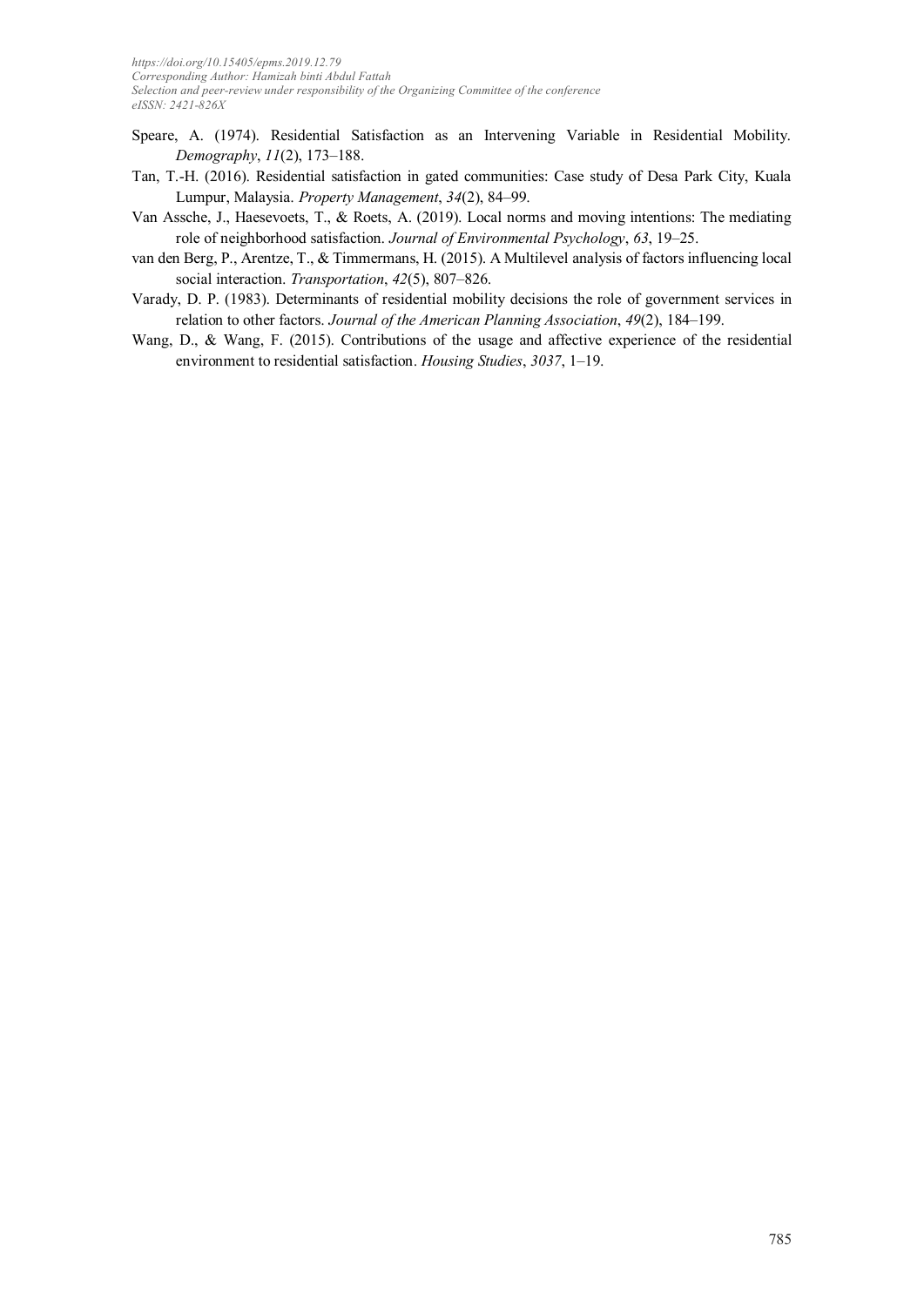Speare, A. (1974). Residential Satisfaction as an Intervening Variable in Residential Mobility. *Demography*, *11*(2), 173–188.

Tan, T.-H. (2016). Residential satisfaction in gated communities: Case study of Desa Park City, Kuala Lumpur, Malaysia. *Property Management*, *34*(2), 84–99.

Van Assche, J., Haesevoets, T., & Roets, A. (2019). Local norms and moving intentions: The mediating role of neighborhood satisfaction. *Journal of Environmental Psychology*, *63*, 19–25.

van den Berg, P., Arentze, T., & Timmermans, H. (2015). A Multilevel analysis of factors influencing local social interaction. *Transportation*, *42*(5), 807–826.

Varady, D. P. (1983). Determinants of residential mobility decisions the role of government services in relation to other factors. *Journal of the American Planning Association*, *49*(2), 184–199.

Wang, D., & Wang, F. (2015). Contributions of the usage and affective experience of the residential environment to residential satisfaction. *Housing Studies*, *3037*, 1–19.